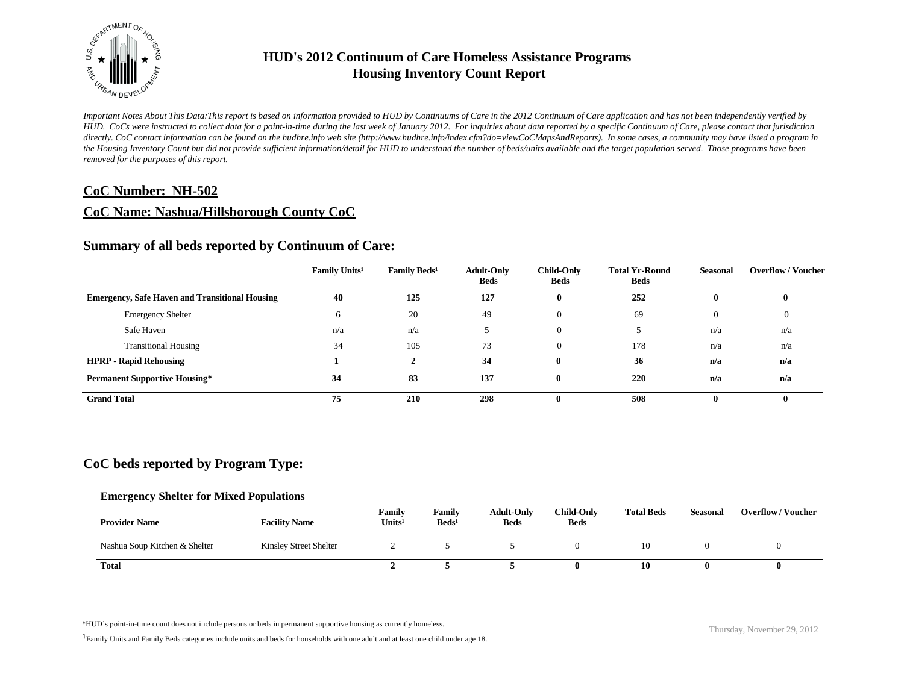# HUD's 2012 Continuum of Care Homeless Assistance Programs
# Housing Inventory Count Report

*Important Notes About This Data:This report is based on information provided to HUD by Continuums of Care in the 2012 Continuum of Care application and has not been independently verified by HUD. CoCs were instructed to collect data for a point-in-time during the last week of January 2012. For inquiries about data reported by a specific Continuum of Care, please contact that jurisdiction directly. CoC contact information can be found on the hudhre.info web site (http://www.hudhre.info/index.cfm?do=viewCoCMapsAndReports). In some cases, a community may have listed a program in the Housing Inventory Count but did not provide sufficient information/detail for HUD to understand the number of beds/units available and the target population served. Those programs have been removed for the purposes of this report.*

## CoC Number: NH-502

## CoC Name: Nashua/Hillsborough County CoC

### Summary of all beds reported by Continuum of Care:

| | Family Units[1] | Family Beds[1] | Adult-Only Beds | Child-Only Beds | Total Yr-Round Beds | Seasonal | Overflow / Voucher |
|---|---|---|---|---|---|---|---|
| **Emergency, Safe Haven and Transitional Housing** | **40** | **125** | **127** | **0** | **252** | **0** | **0** |
| Emergency Shelter | 6 | 20 | 49 | 0 | 69 | 0 | 0 |
| Safe Haven | n/a | n/a | 5 | 0 | 5 | n/a | n/a |
| Transitional Housing | 34 | 105 | 73 | 0 | 178 | n/a | n/a |
| **HPRP - Rapid Rehousing** | **1** | **2** | **34** | **0** | **36** | **n/a** | **n/a** |
| **Permanent Supportive Housing*** | **34** | **83** | **137** | **0** | **220** | **n/a** | **n/a** |
| **Grand Total** | **75** | **210** | **298** | **0** | **508** | **0** | **0** |

### CoC beds reported by Program Type:

#### Emergency Shelter for Mixed Populations

| Provider Name | Facility Name | Family Units[1] | Family Beds[1] | Adult-Only Beds | Child-Only Beds | Total Beds | Seasonal | Overflow / Voucher |
|---|---|---|---|---|---|---|---|---|
| Nashua Soup Kitchen & Shelter | Kinsley Street Shelter | 2 | 5 | 5 | 0 | 10 | 0 | 0 |
| **Total** | | **2** | **5** | **5** | **0** | **10** | **0** | **0** |

*HUD's point-in-time count does not include persons or beds in permanent supportive housing as currently homeless.

[1] Family Units and Family Beds categories include units and beds for households with one adult and at least one child under age 18.

Thursday, November 29, 2012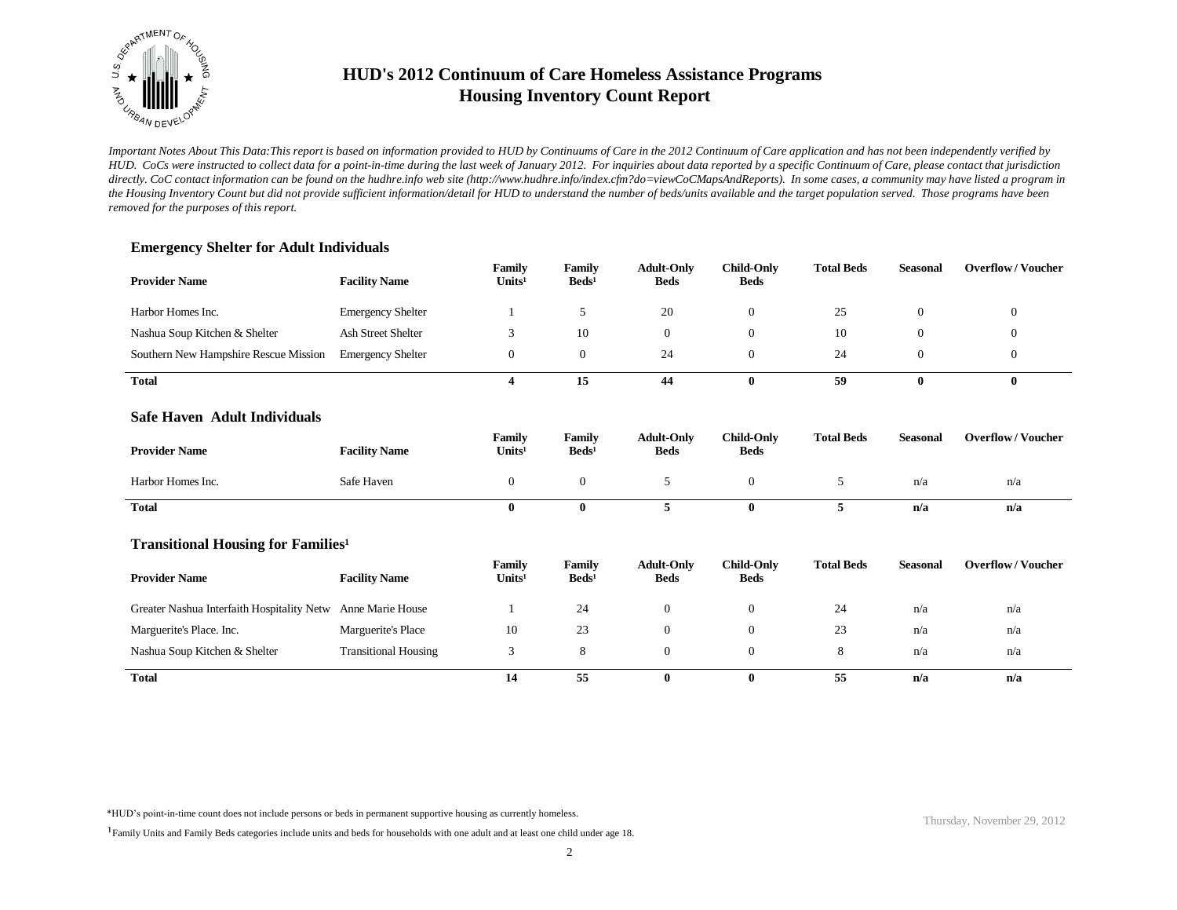# HUD's 2012 Continuum of Care Homeless Assistance Programs
# Housing Inventory Count Report

*Important Notes About This Data:This report is based on information provided to HUD by Continuums of Care in the 2012 Continuum of Care application and has not been independently verified by HUD. CoCs were instructed to collect data for a point-in-time during the last week of January 2012. For inquiries about data reported by a specific Continuum of Care, please contact that jurisdiction directly. CoC contact information can be found on the hudhre.info web site (http://www.hudhre.info/index.cfm?do=viewCoCMapsAndReports). In some cases, a community may have listed a program in the Housing Inventory Count but did not provide sufficient information/detail for HUD to understand the number of beds/units available and the target population served. Those programs have been removed for the purposes of this report.*

### Emergency Shelter for Adult Individuals

| Provider Name | Facility Name | Family Units[1] | Family Beds[1] | Adult-Only Beds | Child-Only Beds | Total Beds | Seasonal | Overflow / Voucher |
|---|---|---|---|---|---|---|---|---|
| Harbor Homes Inc. | Emergency Shelter | 1 | 5 | 20 | 0 | 25 | 0 | 0 |
| Nashua Soup Kitchen & Shelter | Ash Street Shelter | 3 | 10 | 0 | 0 | 10 | 0 | 0 |
| Southern New Hampshire Rescue Mission | Emergency Shelter | 0 | 0 | 24 | 0 | 24 | 0 | 0 |
| **Total** | | **4** | **15** | **44** | **0** | **59** | **0** | **0** |

### Safe Haven Adult Individuals

| Provider Name | Facility Name | Family Units[1] | Family Beds[1] | Adult-Only Beds | Child-Only Beds | Total Beds | Seasonal | Overflow / Voucher |
|---|---|---|---|---|---|---|---|---|
| Harbor Homes Inc. | Safe Haven | 0 | 0 | 5 | 0 | 5 | n/a | n/a |
| **Total** | | **0** | **0** | **5** | **0** | **5** | **n/a** | **n/a** |

### Transitional Housing for Families[1]

| Provider Name | Facility Name | Family Units[1] | Family Beds[1] | Adult-Only Beds | Child-Only Beds | Total Beds | Seasonal | Overflow / Voucher |
|---|---|---|---|---|---|---|---|---|
| Greater Nashua Interfaith Hospitality Netw | Anne Marie House | 1 | 24 | 0 | 0 | 24 | n/a | n/a |
| Marguerite's Place. Inc. | Marguerite's Place | 10 | 23 | 0 | 0 | 23 | n/a | n/a |
| Nashua Soup Kitchen & Shelter | Transitional Housing | 3 | 8 | 0 | 0 | 8 | n/a | n/a |
| **Total** | | **14** | **55** | **0** | **0** | **55** | **n/a** | **n/a** |

*HUD's point-in-time count does not include persons or beds in permanent supportive housing as currently homeless.

[1] Family Units and Family Beds categories include units and beds for households with one adult and at least one child under age 18.

Thursday, November 29, 2012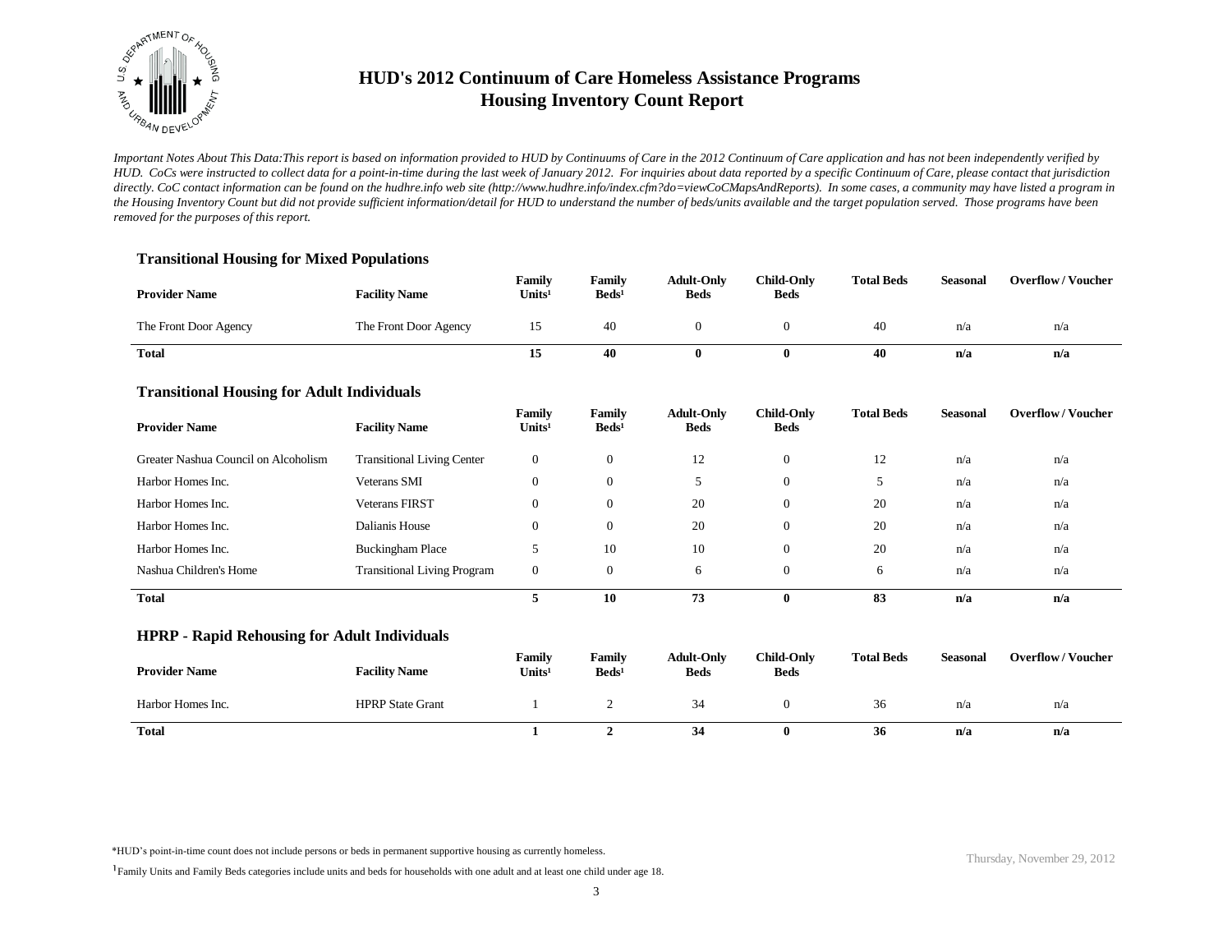# HUD's 2012 Continuum of Care Homeless Assistance Programs
## Housing Inventory Count Report

*Important Notes About This Data:This report is based on information provided to HUD by Continuums of Care in the 2012 Continuum of Care application and has not been independently verified by HUD. CoCs were instructed to collect data for a point-in-time during the last week of January 2012. For inquiries about data reported by a specific Continuum of Care, please contact that jurisdiction directly. CoC contact information can be found on the hudhre.info web site (http://www.hudhre.info/index.cfm?do=viewCoCMapsAndReports). In some cases, a community may have listed a program in the Housing Inventory Count but did not provide sufficient information/detail for HUD to understand the number of beds/units available and the target population served. Those programs have been removed for the purposes of this report.*

### Transitional Housing for Mixed Populations

| Provider Name | Facility Name | Family Units[1] | Family Beds[1] | Adult-Only Beds | Child-Only Beds | Total Beds | Seasonal | Overflow / Voucher |
|---|---|---|---|---|---|---|---|---|
| The Front Door Agency | The Front Door Agency | 15 | 40 | 0 | 0 | 40 | n/a | n/a |
| **Total** | | **15** | **40** | **0** | **0** | **40** | **n/a** | **n/a** |

### Transitional Housing for Adult Individuals

| Provider Name | Facility Name | Family Units[1] | Family Beds[1] | Adult-Only Beds | Child-Only Beds | Total Beds | Seasonal | Overflow / Voucher |
|---|---|---|---|---|---|---|---|---|
| Greater Nashua Council on Alcoholism | Transitional Living Center | 0 | 0 | 12 | 0 | 12 | n/a | n/a |
| Harbor Homes Inc. | Veterans SMI | 0 | 0 | 5 | 0 | 5 | n/a | n/a |
| Harbor Homes Inc. | Veterans FIRST | 0 | 0 | 20 | 0 | 20 | n/a | n/a |
| Harbor Homes Inc. | Dalianis House | 0 | 0 | 20 | 0 | 20 | n/a | n/a |
| Harbor Homes Inc. | Buckingham Place | 5 | 10 | 10 | 0 | 20 | n/a | n/a |
| Nashua Children's Home | Transitional Living Program | 0 | 0 | 6 | 0 | 6 | n/a | n/a |
| **Total** | | **5** | **10** | **73** | **0** | **83** | **n/a** | **n/a** |

### HPRP - Rapid Rehousing for Adult Individuals

| Provider Name | Facility Name | Family Units[1] | Family Beds[1] | Adult-Only Beds | Child-Only Beds | Total Beds | Seasonal | Overflow / Voucher |
|---|---|---|---|---|---|---|---|---|
| Harbor Homes Inc. | HPRP State Grant | 1 | 2 | 34 | 0 | 36 | n/a | n/a |
| **Total** | | **1** | **2** | **34** | **0** | **36** | **n/a** | **n/a** |

*HUD's point-in-time count does not include persons or beds in permanent supportive housing as currently homeless.

[1] Family Units and Family Beds categories include units and beds for households with one adult and at least one child under age 18.

Thursday, November 29, 2012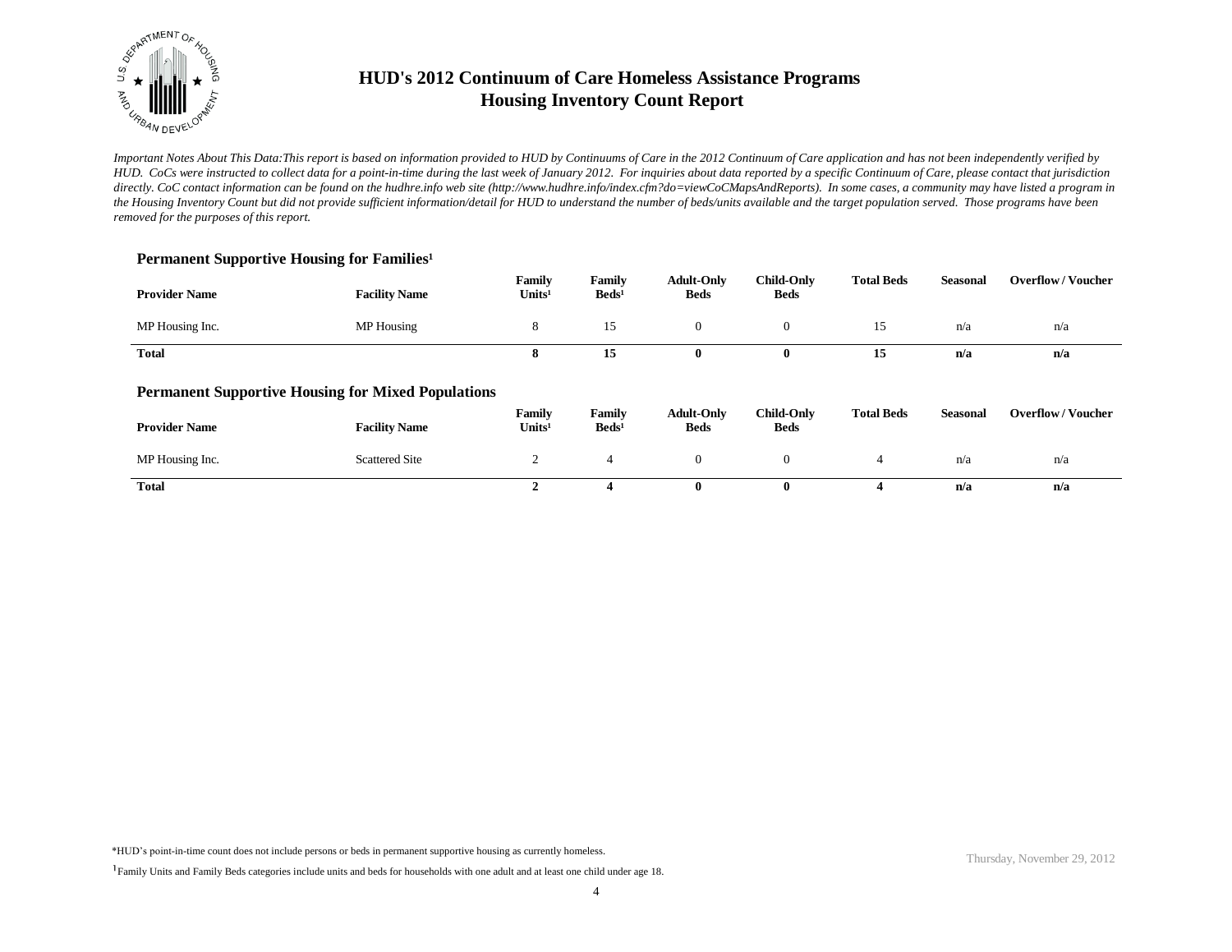# HUD's 2012 Continuum of Care Homeless Assistance Programs
# Housing Inventory Count Report

*Important Notes About This Data:This report is based on information provided to HUD by Continuums of Care in the 2012 Continuum of Care application and has not been independently verified by HUD. CoCs were instructed to collect data for a point-in-time during the last week of January 2012. For inquiries about data reported by a specific Continuum of Care, please contact that jurisdiction directly. CoC contact information can be found on the hudhre.info web site (http://www.hudhre.info/index.cfm?do=viewCoCMapsAndReports). In some cases, a community may have listed a program in the Housing Inventory Count but did not provide sufficient information/detail for HUD to understand the number of beds/units available and the target population served. Those programs have been removed for the purposes of this report.*

## Permanent Supportive Housing for Families[1]

| Provider Name | Facility Name | Family Units[1] | Family Beds[1] | Adult-Only Beds | Child-Only Beds | Total Beds | Seasonal | Overflow / Voucher |
|---|---|---|---|---|---|---|---|---|
| MP Housing Inc. | MP Housing | 8 | 15 | 0 | 0 | 15 | n/a | n/a |
| **Total** | | **8** | **15** | **0** | **0** | **15** | **n/a** | **n/a** |

## Permanent Supportive Housing for Mixed Populations

| Provider Name | Facility Name | Family Units[1] | Family Beds[1] | Adult-Only Beds | Child-Only Beds | Total Beds | Seasonal | Overflow / Voucher |
|---|---|---|---|---|---|---|---|---|
| MP Housing Inc. | Scattered Site | 2 | 4 | 0 | 0 | 4 | n/a | n/a |
| **Total** | | **2** | **4** | **0** | **0** | **4** | **n/a** | **n/a** |

*HUD's point-in-time count does not include persons or beds in permanent supportive housing as currently homeless.

[1] Family Units and Family Beds categories include units and beds for households with one adult and at least one child under age 18.

Thursday, November 29, 2012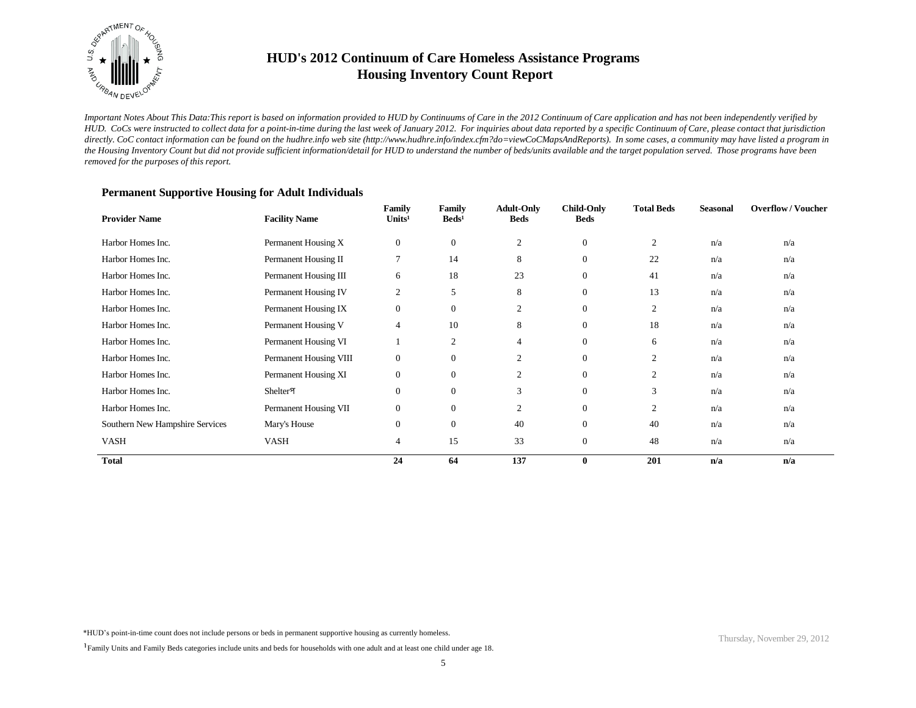# HUD's 2012 Continuum of Care Homeless Assistance Programs
## Housing Inventory Count Report

*Important Notes About This Data:This report is based on information provided to HUD by Continuums of Care in the 2012 Continuum of Care application and has not been independently verified by HUD. CoCs were instructed to collect data for a point-in-time during the last week of January 2012. For inquiries about data reported by a specific Continuum of Care, please contact that jurisdiction directly. CoC contact information can be found on the hudhre.info web site (http://www.hudhre.info/index.cfm?do=viewCoCMapsAndReports). In some cases, a community may have listed a program in the Housing Inventory Count but did not provide sufficient information/detail for HUD to understand the number of beds/units available and the target population served. Those programs have been removed for the purposes of this report.*

### Permanent Supportive Housing for Adult Individuals

| Provider Name | Facility Name | Family Units[1] | Family Beds[1] | Adult-Only Beds | Child-Only Beds | Total Beds | Seasonal | Overflow / Voucher |
|---|---|---|---|---|---|---|---|---|
| Harbor Homes Inc. | Permanent Housing X | 0 | 0 | 2 | 0 | 2 | n/a | n/a |
| Harbor Homes Inc. | Permanent Housing II | 7 | 14 | 8 | 0 | 22 | n/a | n/a |
| Harbor Homes Inc. | Permanent Housing III | 6 | 18 | 23 | 0 | 41 | n/a | n/a |
| Harbor Homes Inc. | Permanent Housing IV | 2 | 5 | 8 | 0 | 13 | n/a | n/a |
| Harbor Homes Inc. | Permanent Housing IX | 0 | 0 | 2 | 0 | 2 | n/a | n/a |
| Harbor Homes Inc. | Permanent Housing V | 4 | 10 | 8 | 0 | 18 | n/a | n/a |
| Harbor Homes Inc. | Permanent Housing VI | 1 | 2 | 4 | 0 | 6 | n/a | n/a |
| Harbor Homes Inc. | Permanent Housing VIII | 0 | 0 | 2 | 0 | 2 | n/a | n/a |
| Harbor Homes Inc. | Permanent Housing XI | 0 | 0 | 2 | 0 | 2 | n/a | n/a |
| Harbor Homes Inc. | Shelter+ | 0 | 0 | 3 | 0 | 3 | n/a | n/a |
| Harbor Homes Inc. | Permanent Housing VII | 0 | 0 | 2 | 0 | 2 | n/a | n/a |
| Southern New Hampshire Services | Mary's House | 0 | 0 | 40 | 0 | 40 | n/a | n/a |
| VASH | VASH | 4 | 15 | 33 | 0 | 48 | n/a | n/a |
| **Total** | | **24** | **64** | **137** | **0** | **201** | **n/a** | **n/a** |

*HUD's point-in-time count does not include persons or beds in permanent supportive housing as currently homeless.

[1]Family Units and Family Beds categories include units and beds for households with one adult and at least one child under age 18.

Thursday, November 29, 2012